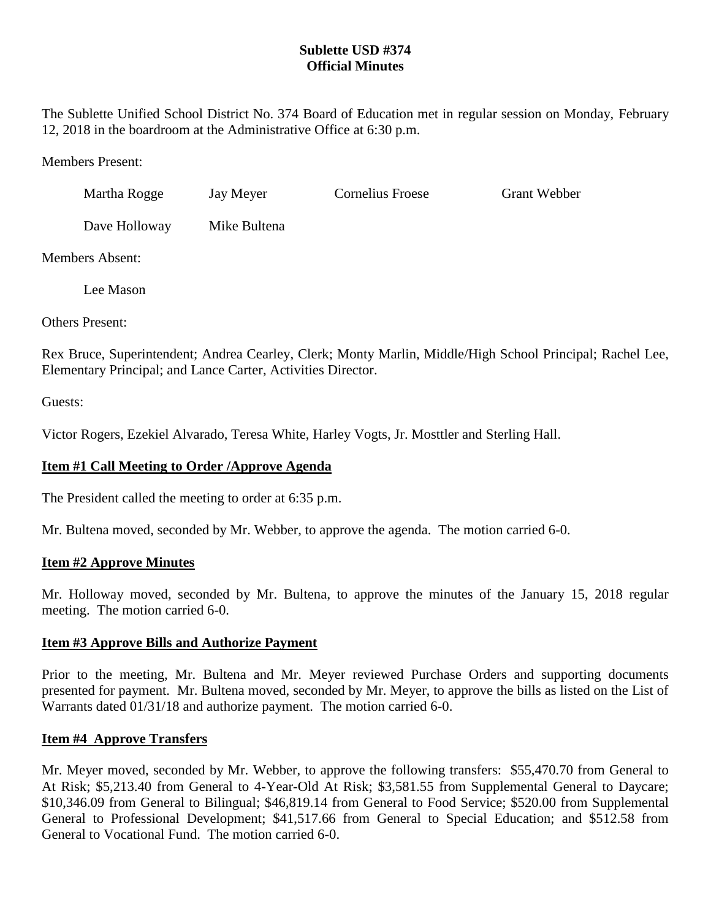**Sublette USD #374**
**Official Minutes**

The Sublette Unified School District No. 374 Board of Education met in regular session on Monday, February 12, 2018 in the boardroom at the Administrative Office at 6:30 p.m.

Members Present:

Martha Rogge Jay Meyer Cornelius Froese Grant Webber

Dave Holloway Mike Bultena

Members Absent:

Lee Mason

Others Present:

Rex Bruce, Superintendent; Andrea Cearley, Clerk; Monty Marlin, Middle/High School Principal; Rachel Lee, Elementary Principal; and Lance Carter, Activities Director.

Guests:

Victor Rogers, Ezekiel Alvarado, Teresa White, Harley Vogts, Jr. Mosttler and Sterling Hall.

**Item #1 Call Meeting to Order /Approve Agenda**

The President called the meeting to order at 6:35 p.m.

Mr. Bultena moved, seconded by Mr. Webber, to approve the agenda. The motion carried 6-0.

**Item #2 Approve Minutes**

Mr. Holloway moved, seconded by Mr. Bultena, to approve the minutes of the January 15, 2018 regular meeting. The motion carried 6-0.

**Item #3 Approve Bills and Authorize Payment**

Prior to the meeting, Mr. Bultena and Mr. Meyer reviewed Purchase Orders and supporting documents presented for payment. Mr. Bultena moved, seconded by Mr. Meyer, to approve the bills as listed on the List of Warrants dated 01/31/18 and authorize payment. The motion carried 6-0.

**Item #4 Approve Transfers**

Mr. Meyer moved, seconded by Mr. Webber, to approve the following transfers: $55,470.70 from General to At Risk; $5,213.40 from General to 4-Year-Old At Risk; $3,581.55 from Supplemental General to Daycare; $10,346.09 from General to Bilingual; $46,819.14 from General to Food Service; $520.00 from Supplemental General to Professional Development; $41,517.66 from General to Special Education; and $512.58 from General to Vocational Fund. The motion carried 6-0.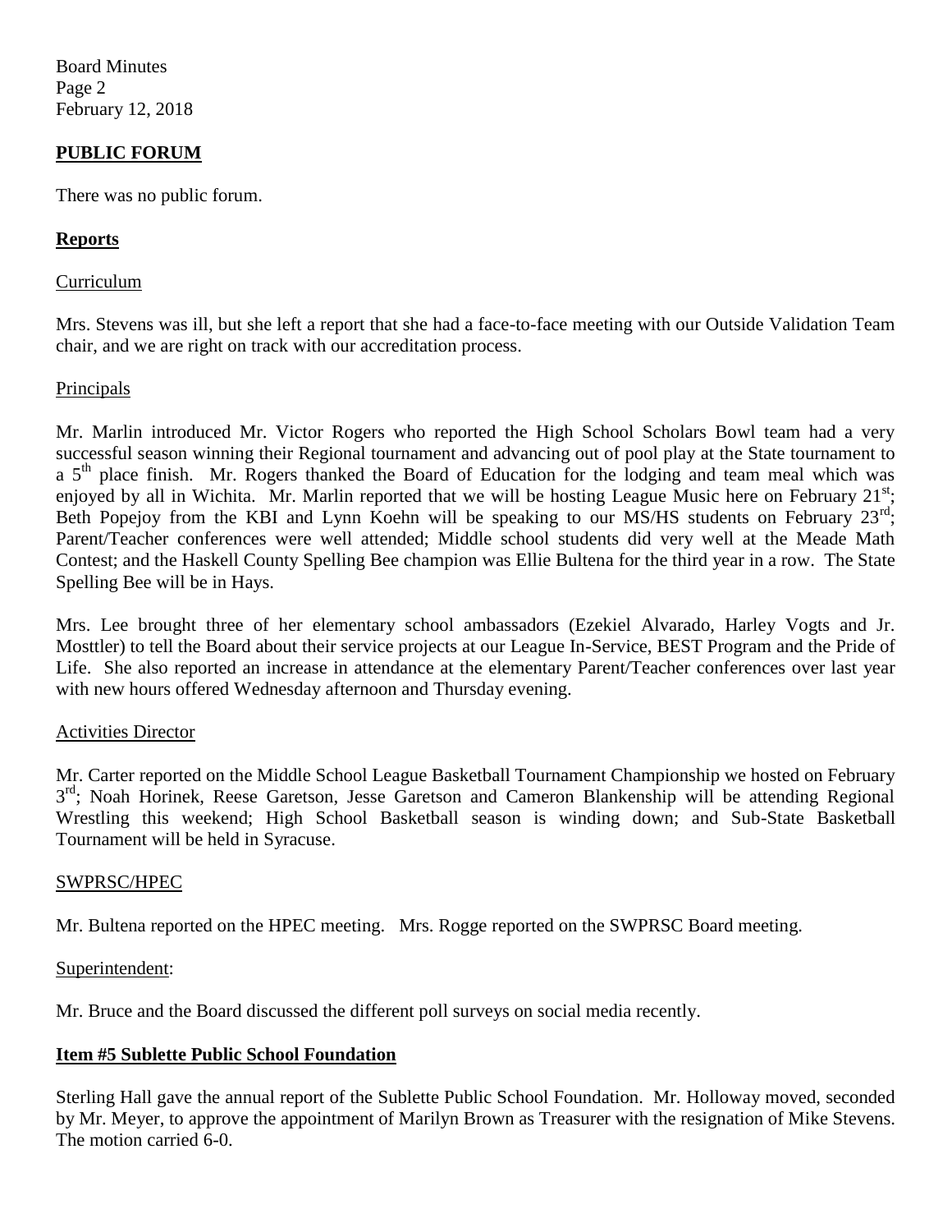## PUBLIC FORUM

There was no public forum.

## Reports

### Curriculum

Mrs. Stevens was ill, but she left a report that she had a face-to-face meeting with our Outside Validation Team chair, and we are right on track with our accreditation process.

### Principals

Mr. Marlin introduced Mr. Victor Rogers who reported the High School Scholars Bowl team had a very successful season winning their Regional tournament and advancing out of pool play at the State tournament to a 5th place finish. Mr. Rogers thanked the Board of Education for the lodging and team meal which was enjoyed by all in Wichita. Mr. Marlin reported that we will be hosting League Music here on February 21st; Beth Popejoy from the KBI and Lynn Koehn will be speaking to our MS/HS students on February 23rd; Parent/Teacher conferences were well attended; Middle school students did very well at the Meade Math Contest; and the Haskell County Spelling Bee champion was Ellie Bultena for the third year in a row. The State Spelling Bee will be in Hays.

Mrs. Lee brought three of her elementary school ambassadors (Ezekiel Alvarado, Harley Vogts and Jr. Mosttler) to tell the Board about their service projects at our League In-Service, BEST Program and the Pride of Life. She also reported an increase in attendance at the elementary Parent/Teacher conferences over last year with new hours offered Wednesday afternoon and Thursday evening.

### Activities Director

Mr. Carter reported on the Middle School League Basketball Tournament Championship we hosted on February 3rd; Noah Horinek, Reese Garetson, Jesse Garetson and Cameron Blankenship will be attending Regional Wrestling this weekend; High School Basketball season is winding down; and Sub-State Basketball Tournament will be held in Syracuse.

### SWPRSC/HPEC

Mr. Bultena reported on the HPEC meeting. Mrs. Rogge reported on the SWPRSC Board meeting.

### Superintendent:

Mr. Bruce and the Board discussed the different poll surveys on social media recently.

## Item #5 Sublette Public School Foundation

Sterling Hall gave the annual report of the Sublette Public School Foundation. Mr. Holloway moved, seconded by Mr. Meyer, to approve the appointment of Marilyn Brown as Treasurer with the resignation of Mike Stevens. The motion carried 6-0.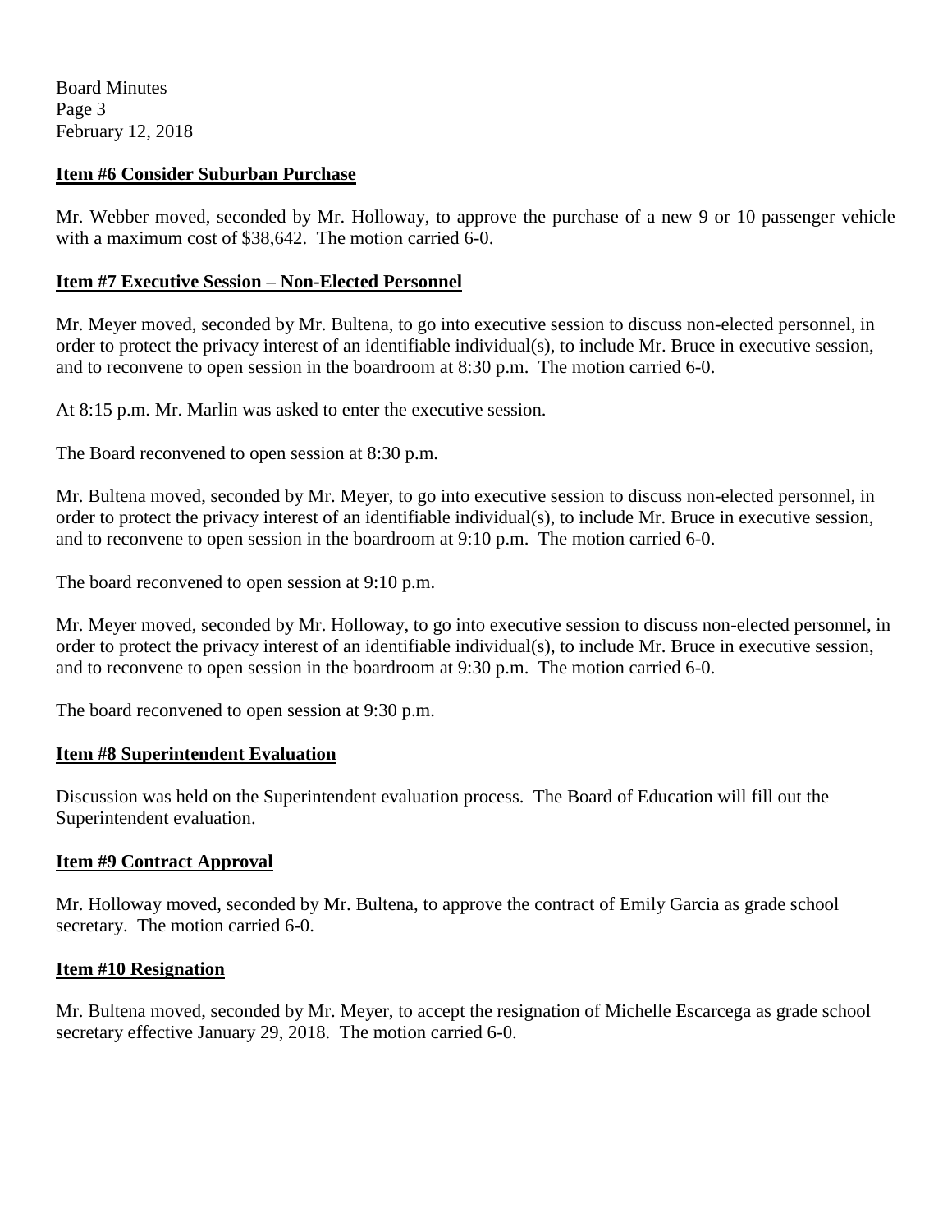### Item #6 Consider Suburban Purchase

Mr. Webber moved, seconded by Mr. Holloway, to approve the purchase of a new 9 or 10 passenger vehicle with a maximum cost of $38,642. The motion carried 6-0.

### Item #7 Executive Session – Non-Elected Personnel

Mr. Meyer moved, seconded by Mr. Bultena, to go into executive session to discuss non-elected personnel, in order to protect the privacy interest of an identifiable individual(s), to include Mr. Bruce in executive session, and to reconvene to open session in the boardroom at 8:30 p.m. The motion carried 6-0.

At 8:15 p.m. Mr. Marlin was asked to enter the executive session.

The Board reconvened to open session at 8:30 p.m.

Mr. Bultena moved, seconded by Mr. Meyer, to go into executive session to discuss non-elected personnel, in order to protect the privacy interest of an identifiable individual(s), to include Mr. Bruce in executive session, and to reconvene to open session in the boardroom at 9:10 p.m. The motion carried 6-0.

The board reconvened to open session at 9:10 p.m.

Mr. Meyer moved, seconded by Mr. Holloway, to go into executive session to discuss non-elected personnel, in order to protect the privacy interest of an identifiable individual(s), to include Mr. Bruce in executive session, and to reconvene to open session in the boardroom at 9:30 p.m. The motion carried 6-0.

The board reconvened to open session at 9:30 p.m.

### Item #8 Superintendent Evaluation

Discussion was held on the Superintendent evaluation process. The Board of Education will fill out the Superintendent evaluation.

### Item #9 Contract Approval

Mr. Holloway moved, seconded by Mr. Bultena, to approve the contract of Emily Garcia as grade school secretary. The motion carried 6-0.

### Item #10 Resignation

Mr. Bultena moved, seconded by Mr. Meyer, to accept the resignation of Michelle Escarcega as grade school secretary effective January 29, 2018. The motion carried 6-0.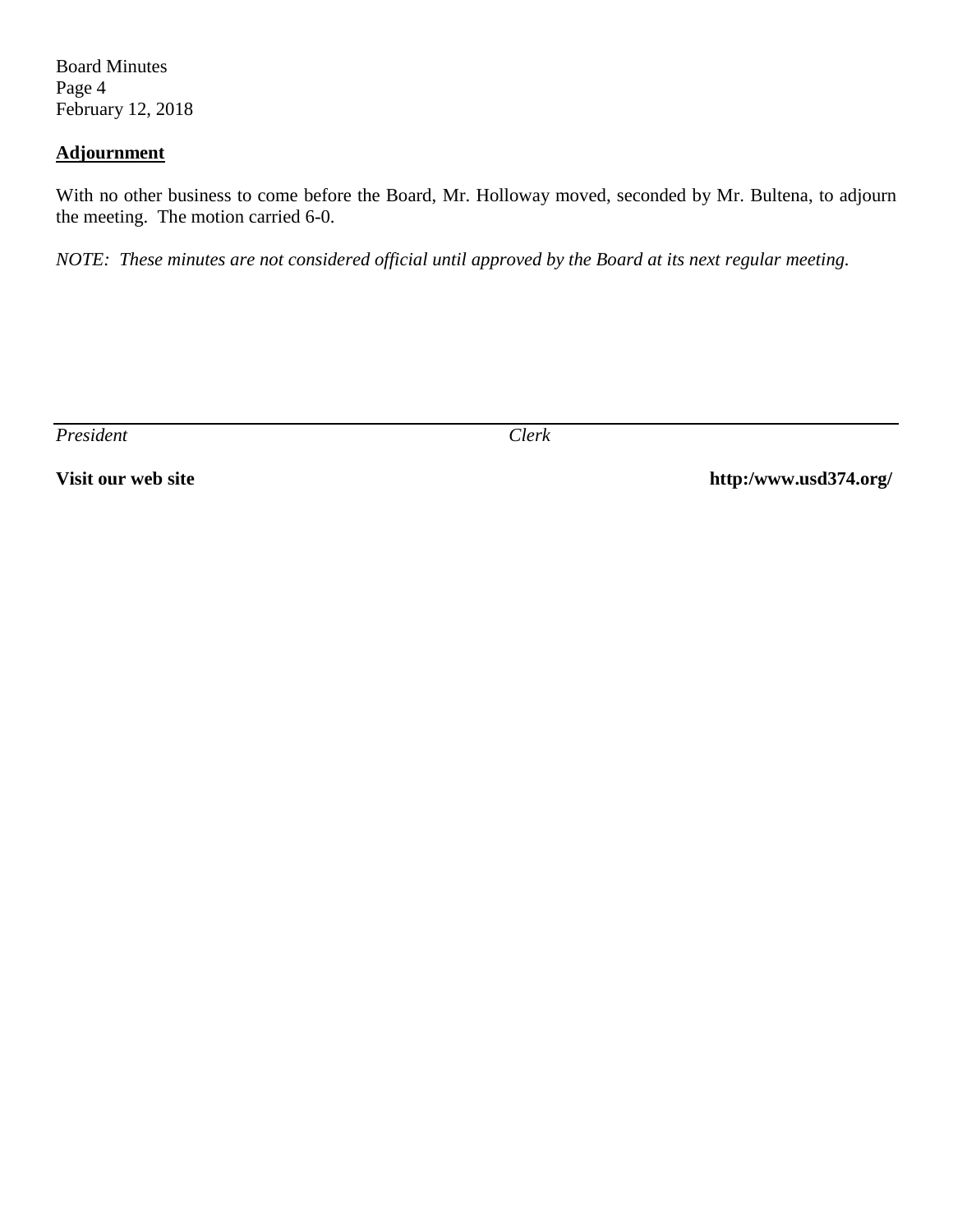## Adjournment

With no other business to come before the Board, Mr. Holloway moved, seconded by Mr. Bultena, to adjourn the meeting. The motion carried 6-0.

*NOTE: These minutes are not considered official until approved by the Board at its next regular meeting.*

*President* *Clerk*

**Visit our web site** **http:/www.usd374.org/**